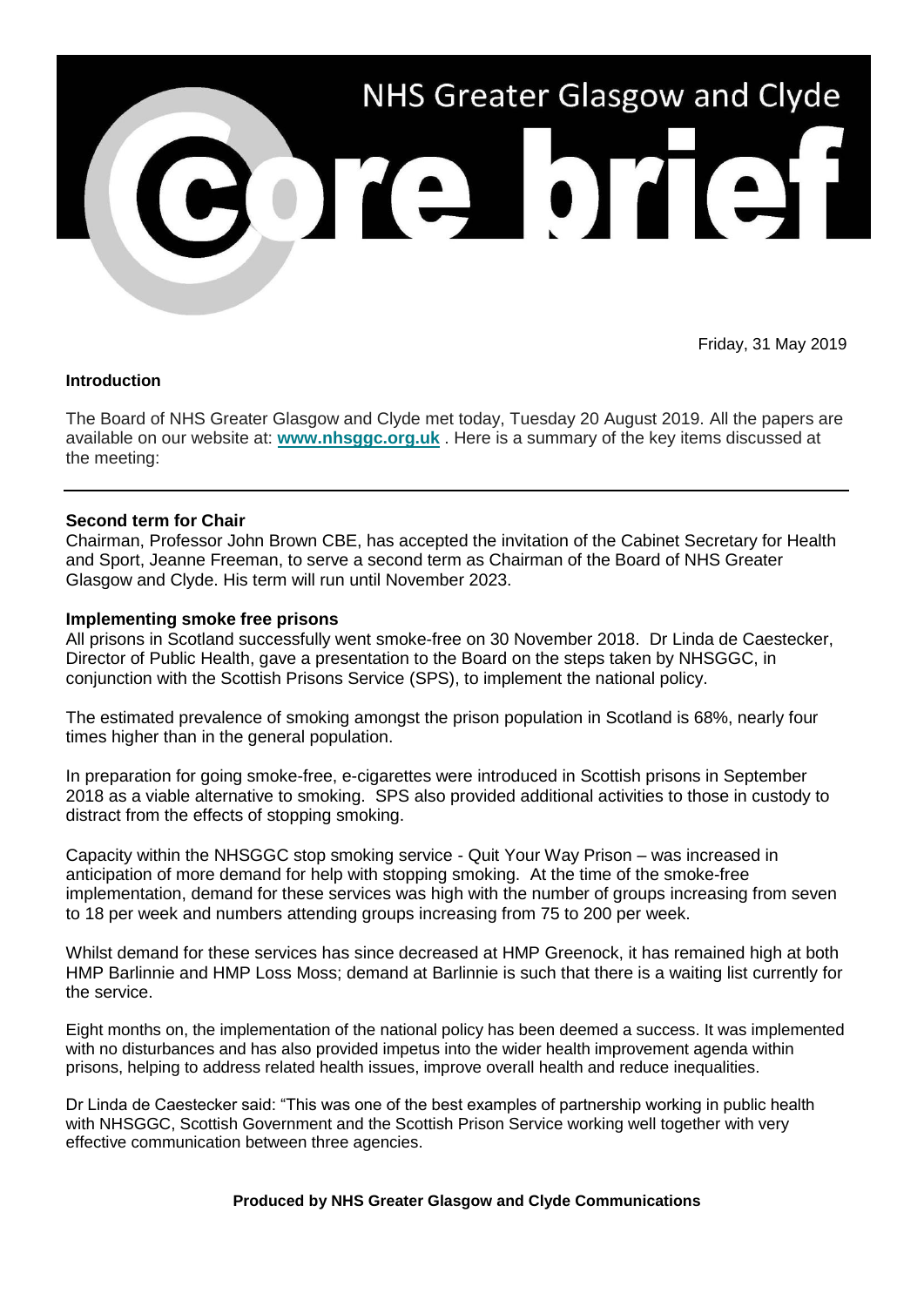# NHS Greater Glasgow and Clyde core brief

Friday, 31 May 2019

**Introduction**

The Board of NHS Greater Glasgow and Clyde met today, Tuesday 20 August 2019. All the papers are available on our website at: **www.nhsggc.org.uk** . Here is a summary of the key items discussed at the meeting:

---

**Second term for Chair**

Chairman, Professor John Brown CBE, has accepted the invitation of the Cabinet Secretary for Health and Sport, Jeanne Freeman, to serve a second term as Chairman of the Board of NHS Greater Glasgow and Clyde. His term will run until November 2023.

**Implementing smoke free prisons**

All prisons in Scotland successfully went smoke-free on 30 November 2018. Dr Linda de Caestecker, Director of Public Health, gave a presentation to the Board on the steps taken by NHSGGC, in conjunction with the Scottish Prisons Service (SPS), to implement the national policy.

The estimated prevalence of smoking amongst the prison population in Scotland is 68%, nearly four times higher than in the general population.

In preparation for going smoke-free, e-cigarettes were introduced in Scottish prisons in September 2018 as a viable alternative to smoking. SPS also provided additional activities to those in custody to distract from the effects of stopping smoking.

Capacity within the NHSGGC stop smoking service - Quit Your Way Prison – was increased in anticipation of more demand for help with stopping smoking. At the time of the smoke-free implementation, demand for these services was high with the number of groups increasing from seven to 18 per week and numbers attending groups increasing from 75 to 200 per week.

Whilst demand for these services has since decreased at HMP Greenock, it has remained high at both HMP Barlinnie and HMP Loss Moss; demand at Barlinnie is such that there is a waiting list currently for the service.

Eight months on, the implementation of the national policy has been deemed a success. It was implemented with no disturbances and has also provided impetus into the wider health improvement agenda within prisons, helping to address related health issues, improve overall health and reduce inequalities.

Dr Linda de Caestecker said: "This was one of the best examples of partnership working in public health with NHSGGC, Scottish Government and the Scottish Prison Service working well together with very effective communication between three agencies.

**Produced by NHS Greater Glasgow and Clyde Communications**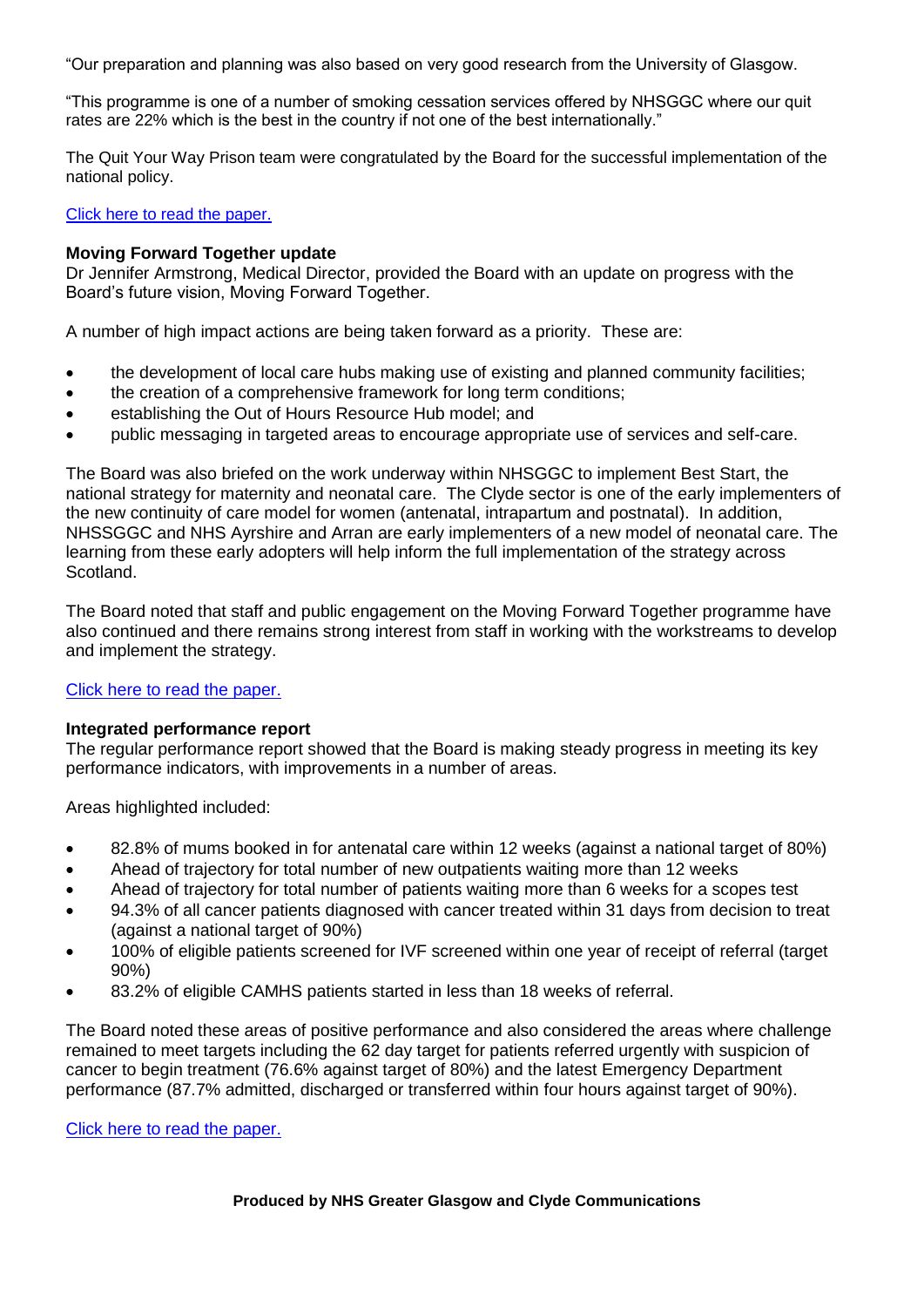"Our preparation and planning was also based on very good research from the University of Glasgow.

"This programme is one of a number of smoking cessation services offered by NHSGGC where our quit rates are 22% which is the best in the country if not one of the best internationally."

The Quit Your Way Prison team were congratulated by the Board for the successful implementation of the national policy.

[Click here to read the paper.]

**Moving Forward Together update**
Dr Jennifer Armstrong, Medical Director, provided the Board with an update on progress with the Board's future vision, Moving Forward Together.

A number of high impact actions are being taken forward as a priority. These are:

- the development of local care hubs making use of existing and planned community facilities;
- the creation of a comprehensive framework for long term conditions;
- establishing the Out of Hours Resource Hub model; and
- public messaging in targeted areas to encourage appropriate use of services and self-care.

The Board was also briefed on the work underway within NHSGGC to implement Best Start, the national strategy for maternity and neonatal care. The Clyde sector is one of the early implementers of the new continuity of care model for women (antenatal, intrapartum and postnatal). In addition, NHSSGGC and NHS Ayrshire and Arran are early implementers of a new model of neonatal care. The learning from these early adopters will help inform the full implementation of the strategy across Scotland.

The Board noted that staff and public engagement on the Moving Forward Together programme have also continued and there remains strong interest from staff in working with the workstreams to develop and implement the strategy.

[Click here to read the paper.]

**Integrated performance report**
The regular performance report showed that the Board is making steady progress in meeting its key performance indicators, with improvements in a number of areas.

Areas highlighted included:

- 82.8% of mums booked in for antenatal care within 12 weeks (against a national target of 80%)
- Ahead of trajectory for total number of new outpatients waiting more than 12 weeks
- Ahead of trajectory for total number of patients waiting more than 6 weeks for a scopes test
- 94.3% of all cancer patients diagnosed with cancer treated within 31 days from decision to treat (against a national target of 90%)
- 100% of eligible patients screened for IVF screened within one year of receipt of referral (target 90%)
- 83.2% of eligible CAMHS patients started in less than 18 weeks of referral.

The Board noted these areas of positive performance and also considered the areas where challenge remained to meet targets including the 62 day target for patients referred urgently with suspicion of cancer to begin treatment (76.6% against target of 80%) and the latest Emergency Department performance (87.7% admitted, discharged or transferred within four hours against target of 90%).

[Click here to read the paper.]

**Produced by NHS Greater Glasgow and Clyde Communications**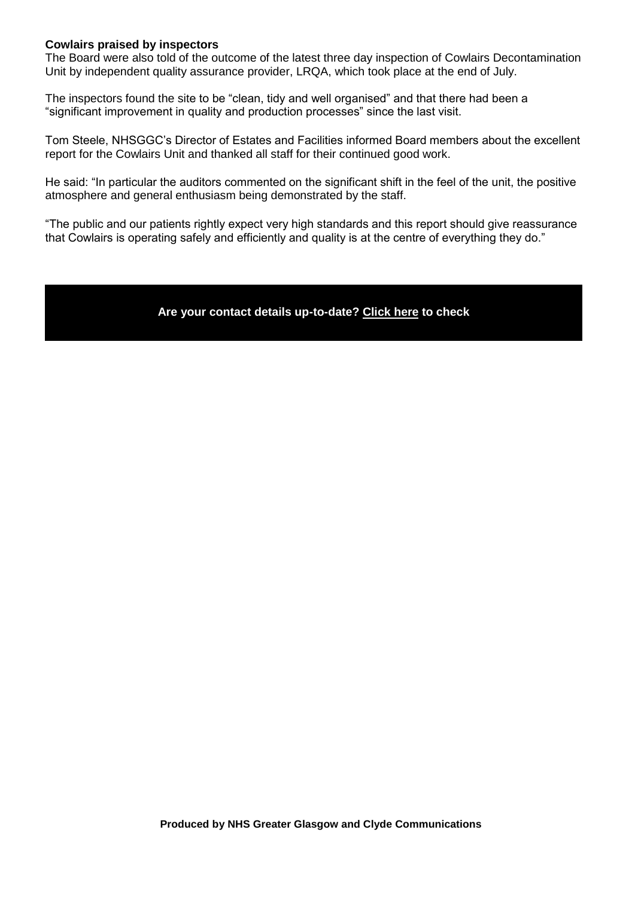**Cowlairs praised by inspectors**

The Board were also told of the outcome of the latest three day inspection of Cowlairs Decontamination Unit by independent quality assurance provider, LRQA, which took place at the end of July.

The inspectors found the site to be "clean, tidy and well organised" and that there had been a "significant improvement in quality and production processes" since the last visit.

Tom Steele, NHSGGC's Director of Estates and Facilities informed Board members about the excellent report for the Cowlairs Unit and thanked all staff for their continued good work.

He said: "In particular the auditors commented on the significant shift in the feel of the unit, the positive atmosphere and general enthusiasm being demonstrated by the staff.

"The public and our patients rightly expect very high standards and this report should give reassurance that Cowlairs is operating safely and efficiently and quality is at the centre of everything they do."

**Are your contact details up-to-date? Click here to check**

**Produced by NHS Greater Glasgow and Clyde Communications**